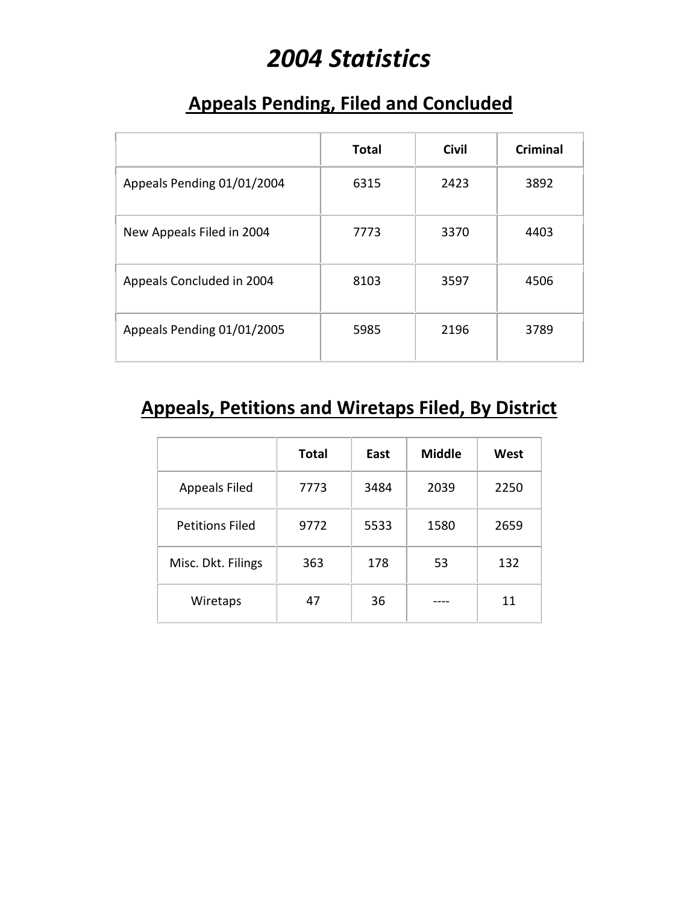# *2004 Statistics*

## Appeals Pending, Filed and Concluded

| | Total | Civil | Criminal |
|---|---|---|---|
| Appeals Pending 01/01/2004 | 6315 | 2423 | 3892 |
| New Appeals Filed in 2004 | 7773 | 3370 | 4403 |
| Appeals Concluded in 2004 | 8103 | 3597 | 4506 |
| Appeals Pending 01/01/2005 | 5985 | 2196 | 3789 |

## Appeals, Petitions and Wiretaps Filed, By District

| | Total | East | Middle | West |
|---|---|---|---|---|
| Appeals Filed | 7773 | 3484 | 2039 | 2250 |
| Petitions Filed | 9772 | 5533 | 1580 | 2659 |
| Misc. Dkt. Filings | 363 | 178 | 53 | 132 |
| Wiretaps | 47 | 36 | ---- | 11 |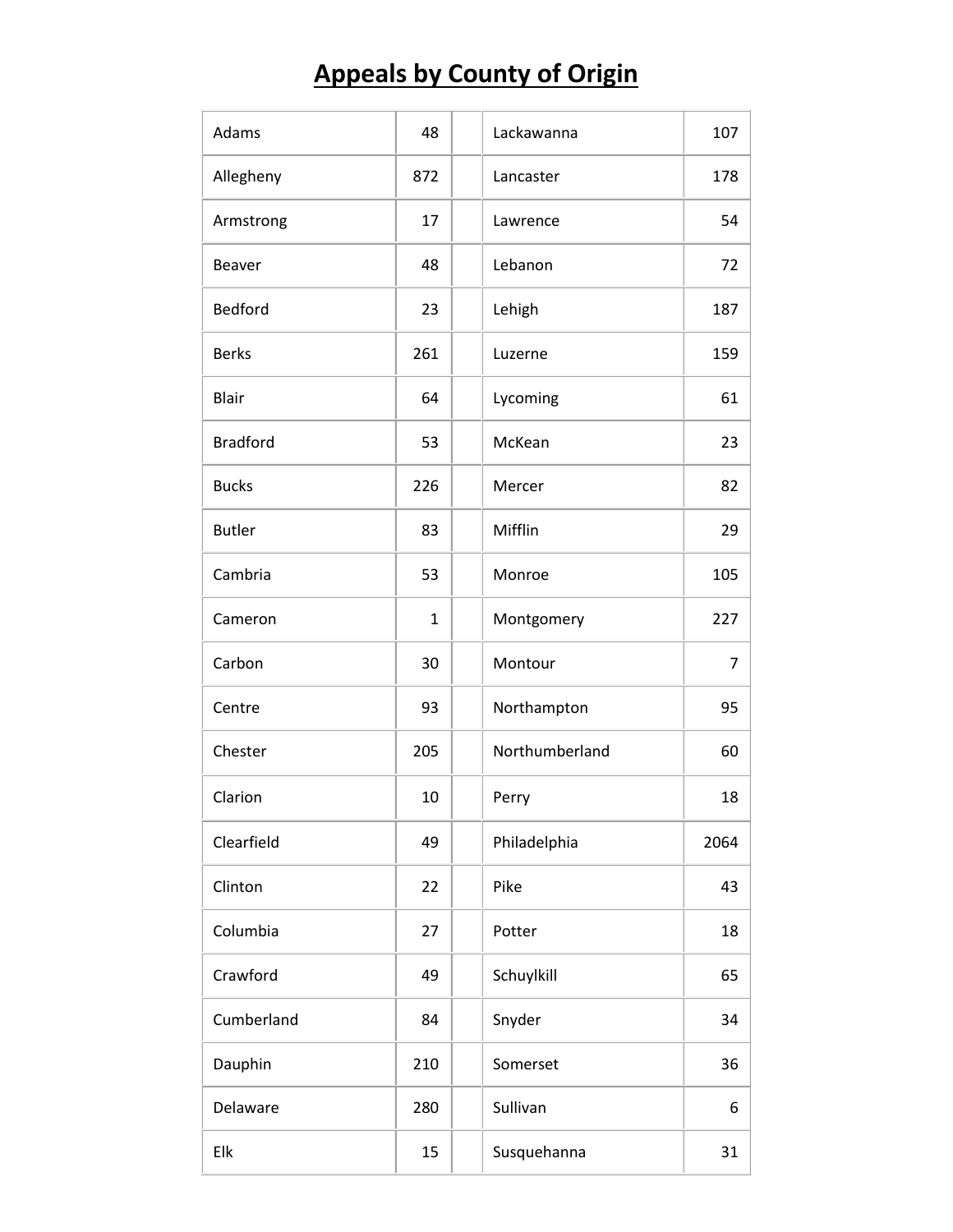# Appeals by County of Origin

| | | | | |
|---|---|---|---|---|
| Adams | 48 | | Lackawanna | 107 |
| Allegheny | 872 | | Lancaster | 178 |
| Armstrong | 17 | | Lawrence | 54 |
| Beaver | 48 | | Lebanon | 72 |
| Bedford | 23 | | Lehigh | 187 |
| Berks | 261 | | Luzerne | 159 |
| Blair | 64 | | Lycoming | 61 |
| Bradford | 53 | | McKean | 23 |
| Bucks | 226 | | Mercer | 82 |
| Butler | 83 | | Mifflin | 29 |
| Cambria | 53 | | Monroe | 105 |
| Cameron | 1 | | Montgomery | 227 |
| Carbon | 30 | | Montour | 7 |
| Centre | 93 | | Northampton | 95 |
| Chester | 205 | | Northumberland | 60 |
| Clarion | 10 | | Perry | 18 |
| Clearfield | 49 | | Philadelphia | 2064 |
| Clinton | 22 | | Pike | 43 |
| Columbia | 27 | | Potter | 18 |
| Crawford | 49 | | Schuylkill | 65 |
| Cumberland | 84 | | Snyder | 34 |
| Dauphin | 210 | | Somerset | 36 |
| Delaware | 280 | | Sullivan | 6 |
| Elk | 15 | | Susquehanna | 31 |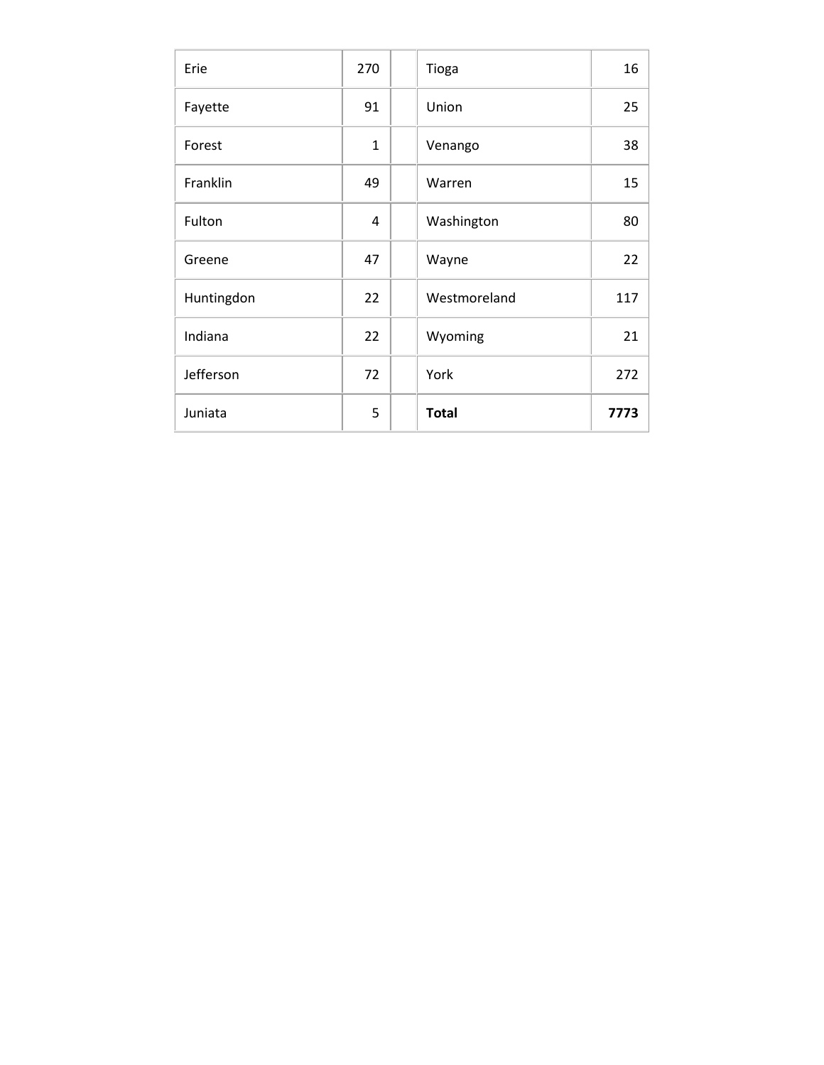| | | | | |
|---|---|---|---|---|
| Erie | 270 | | Tioga | 16 |
| Fayette | 91 | | Union | 25 |
| Forest | 1 | | Venango | 38 |
| Franklin | 49 | | Warren | 15 |
| Fulton | 4 | | Washington | 80 |
| Greene | 47 | | Wayne | 22 |
| Huntingdon | 22 | | Westmoreland | 117 |
| Indiana | 22 | | Wyoming | 21 |
| Jefferson | 72 | | York | 272 |
| Juniata | 5 | | **Total** | **7773** |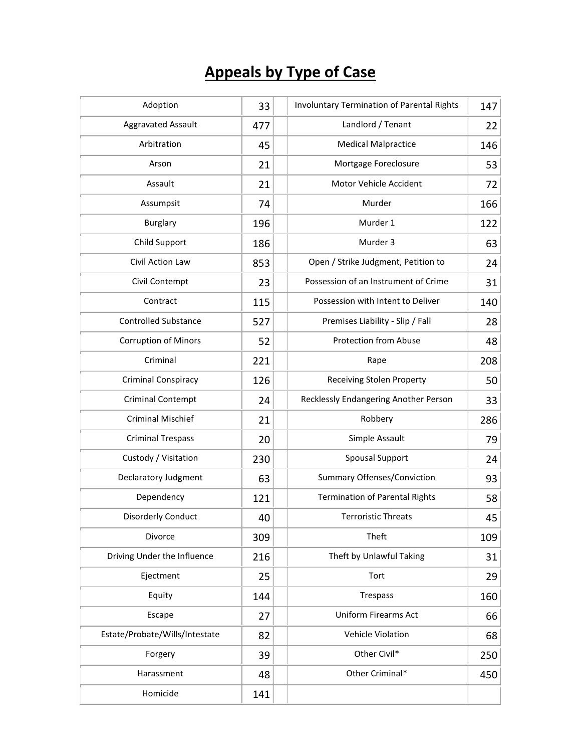# Appeals by Type of Case

| | | | |
|---|---|---|---|
| Adoption | 33 | Involuntary Termination of Parental Rights | 147 |
| Aggravated Assault | 477 | Landlord / Tenant | 22 |
| Arbitration | 45 | Medical Malpractice | 146 |
| Arson | 21 | Mortgage Foreclosure | 53 |
| Assault | 21 | Motor Vehicle Accident | 72 |
| Assumpsit | 74 | Murder | 166 |
| Burglary | 196 | Murder 1 | 122 |
| Child Support | 186 | Murder 3 | 63 |
| Civil Action Law | 853 | Open / Strike Judgment, Petition to | 24 |
| Civil Contempt | 23 | Possession of an Instrument of Crime | 31 |
| Contract | 115 | Possession with Intent to Deliver | 140 |
| Controlled Substance | 527 | Premises Liability - Slip / Fall | 28 |
| Corruption of Minors | 52 | Protection from Abuse | 48 |
| Criminal | 221 | Rape | 208 |
| Criminal Conspiracy | 126 | Receiving Stolen Property | 50 |
| Criminal Contempt | 24 | Recklessly Endangering Another Person | 33 |
| Criminal Mischief | 21 | Robbery | 286 |
| Criminal Trespass | 20 | Simple Assault | 79 |
| Custody / Visitation | 230 | Spousal Support | 24 |
| Declaratory Judgment | 63 | Summary Offenses/Conviction | 93 |
| Dependency | 121 | Termination of Parental Rights | 58 |
| Disorderly Conduct | 40 | Terroristic Threats | 45 |
| Divorce | 309 | Theft | 109 |
| Driving Under the Influence | 216 | Theft by Unlawful Taking | 31 |
| Ejectment | 25 | Tort | 29 |
| Equity | 144 | Trespass | 160 |
| Escape | 27 | Uniform Firearms Act | 66 |
| Estate/Probate/Wills/Intestate | 82 | Vehicle Violation | 68 |
| Forgery | 39 | Other Civil* | 250 |
| Harassment | 48 | Other Criminal* | 450 |
| Homicide | 141 | | |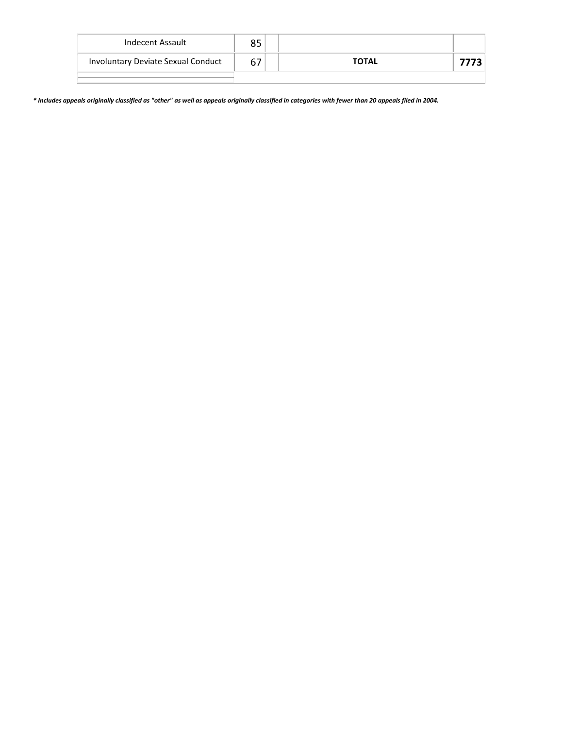| | | | | |
|---|---|---|---|---|
| Indecent Assault | 85 | | | |
| Involuntary Deviate Sexual Conduct | 67 | | **TOTAL** | **7773** |

***\* Includes appeals originally classified as "other" as well as appeals originally classified in categories with fewer than 20 appeals filed in 2004.***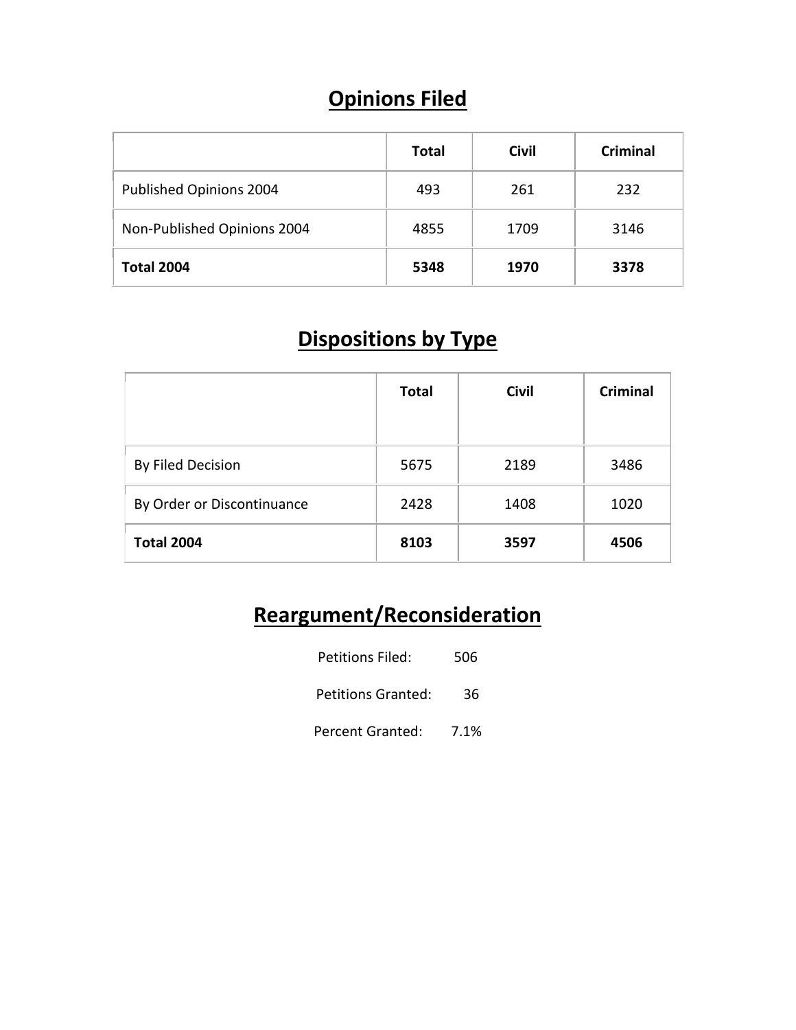## Opinions Filed

| | Total | Civil | Criminal |
|---|---|---|---|
| Published Opinions 2004 | 493 | 261 | 232 |
| Non-Published Opinions 2004 | 4855 | 1709 | 3146 |
| **Total 2004** | **5348** | **1970** | **3378** |

## Dispositions by Type

| | Total | Civil | Criminal |
|---|---|---|---|
| By Filed Decision | 5675 | 2189 | 3486 |
| By Order or Discontinuance | 2428 | 1408 | 1020 |
| **Total 2004** | **8103** | **3597** | **4506** |

## Reargument/Reconsideration

Petitions Filed: 506

Petitions Granted: 36

Percent Granted: 7.1%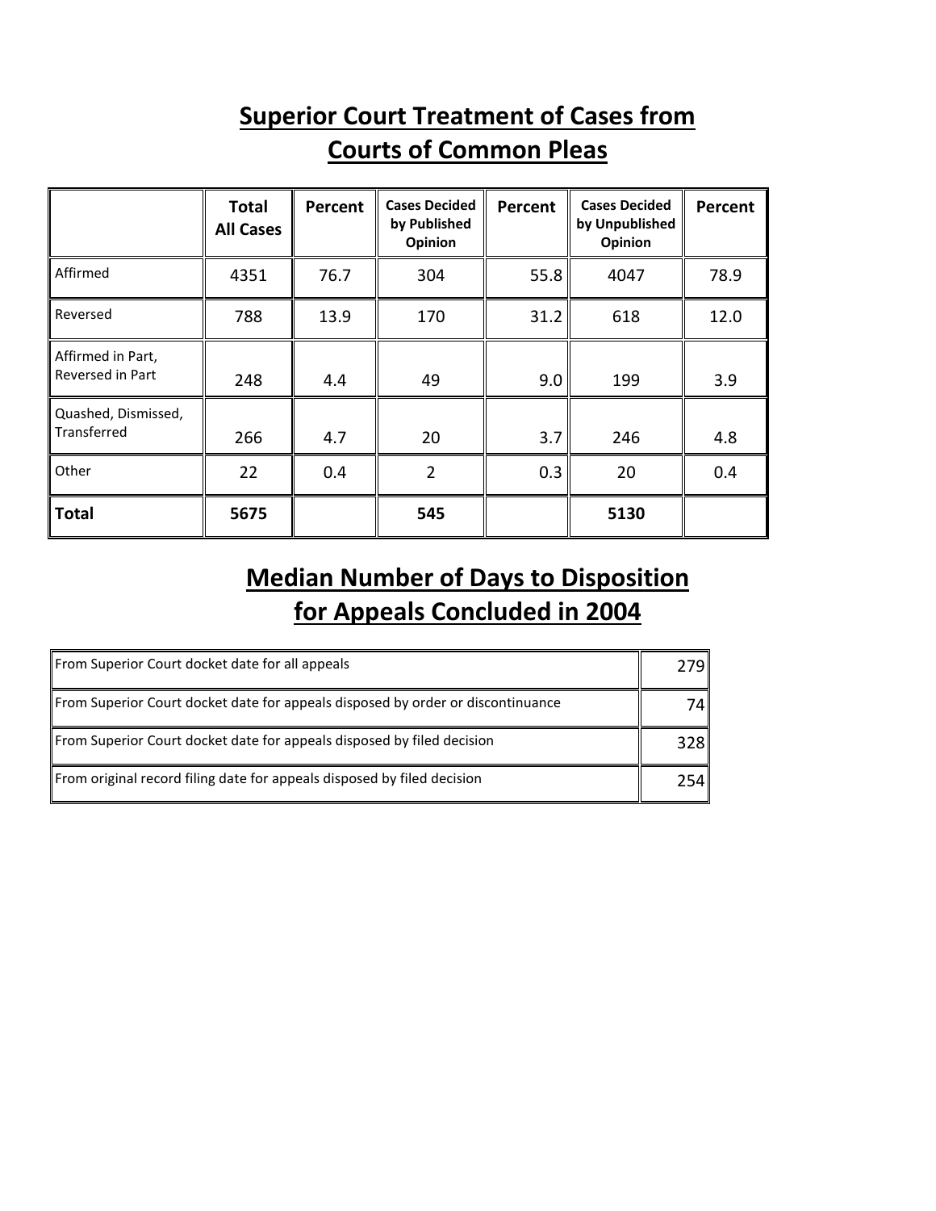## Superior Court Treatment of Cases from Courts of Common Pleas

| | Total All Cases | Percent | Cases Decided by Published Opinion | Percent | Cases Decided by Unpublished Opinion | Percent |
|---|---|---|---|---|---|---|
| Affirmed | 4351 | 76.7 | 304 | 55.8 | 4047 | 78.9 |
| Reversed | 788 | 13.9 | 170 | 31.2 | 618 | 12.0 |
| Affirmed in Part, Reversed in Part | 248 | 4.4 | 49 | 9.0 | 199 | 3.9 |
| Quashed, Dismissed, Transferred | 266 | 4.7 | 20 | 3.7 | 246 | 4.8 |
| Other | 22 | 0.4 | 2 | 0.3 | 20 | 0.4 |
| **Total** | **5675** | | **545** | | **5130** | |

## Median Number of Days to Disposition for Appeals Concluded in 2004

| | |
|---|---|
| From Superior Court docket date for all appeals | 279 |
| From Superior Court docket date for appeals disposed by order or discontinuance | 74 |
| From Superior Court docket date for appeals disposed by filed decision | 328 |
| From original record filing date for appeals disposed by filed decision | 254 |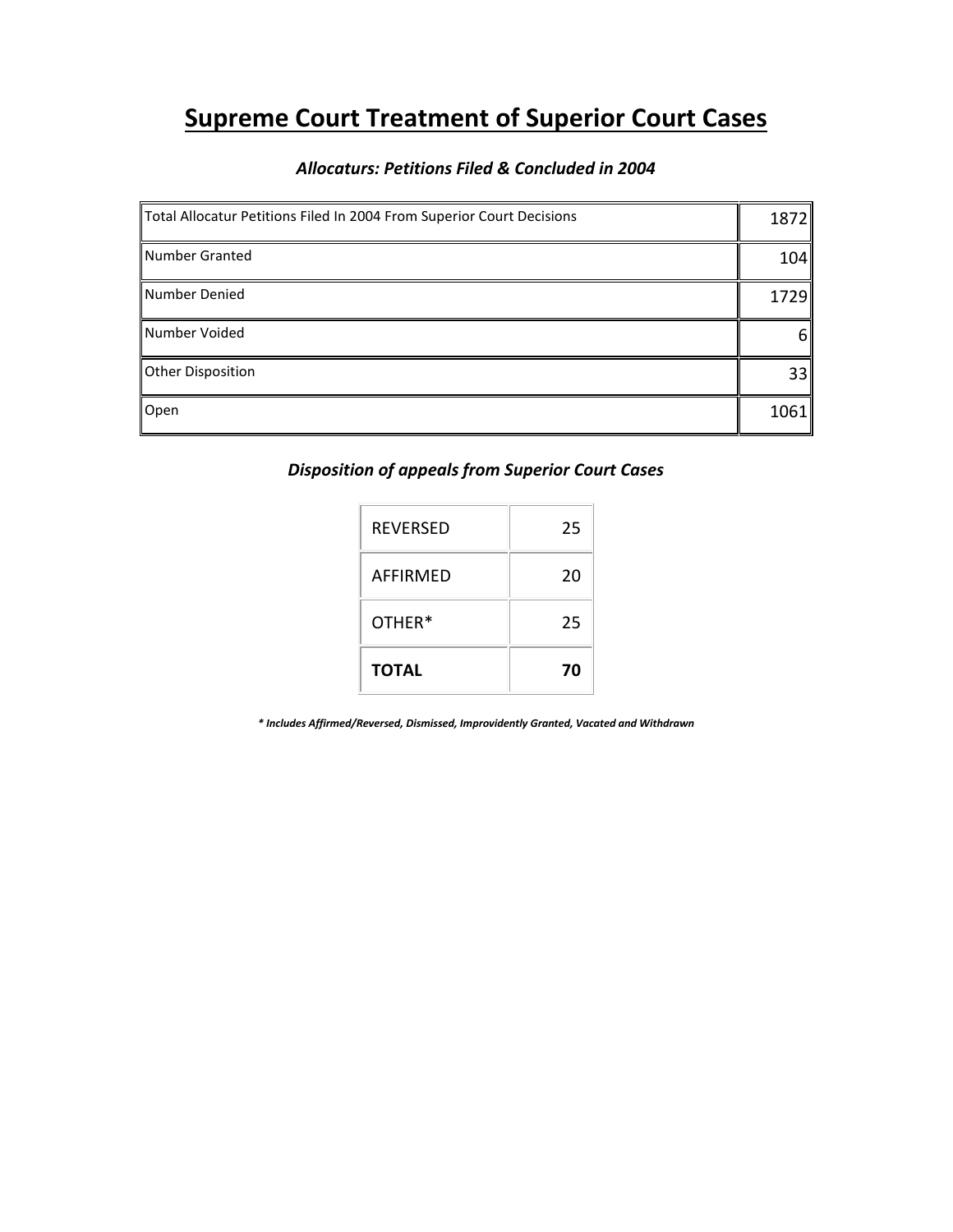# Supreme Court Treatment of Superior Court Cases

### *Allocaturs: Petitions Filed & Concluded in 2004*

| | |
|---|---|
| Total Allocatur Petitions Filed In 2004 From Superior Court Decisions | 1872 |
| Number Granted | 104 |
| Number Denied | 1729 |
| Number Voided | 6 |
| Other Disposition | 33 |
| Open | 1061 |

### *Disposition of appeals from Superior Court Cases*

| | |
|---|---|
| REVERSED | 25 |
| AFFIRMED | 20 |
| OTHER* | 25 |
| **TOTAL** | **70** |

***** *Includes Affirmed/Reversed, Dismissed, Improvidently Granted, Vacated and Withdrawn***